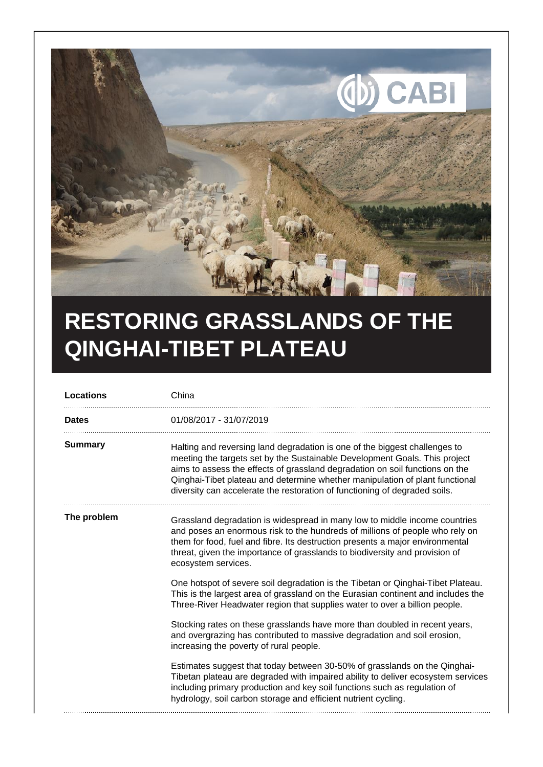# RESTORING GRASSLANDS OF THE QINGHAI-TIBET PLATEAU

| | |
|---|---|
| **Locations** | China |
| **Dates** | 01/08/2017 - 31/07/2019 |
| **Summary** | Halting and reversing land degradation is one of the biggest challenges to meeting the targets set by the Sustainable Development Goals. This project aims to assess the effects of grassland degradation on soil functions on the Qinghai-Tibet plateau and determine whether manipulation of plant functional diversity can accelerate the restoration of functioning of degraded soils. |

**The problem**

Grassland degradation is widespread in many low to middle income countries and poses an enormous risk to the hundreds of millions of people who rely on them for food, fuel and fibre. Its destruction presents a major environmental threat, given the importance of grasslands to biodiversity and provision of ecosystem services.

One hotspot of severe soil degradation is the Tibetan or Qinghai-Tibet Plateau. This is the largest area of grassland on the Eurasian continent and includes the Three-River Headwater region that supplies water to over a billion people.

Stocking rates on these grasslands have more than doubled in recent years, and overgrazing has contributed to massive degradation and soil erosion, increasing the poverty of rural people.

Estimates suggest that today between 30-50% of grasslands on the Qinghai-Tibetan plateau are degraded with impaired ability to deliver ecosystem services including primary production and key soil functions such as regulation of hydrology, soil carbon storage and efficient nutrient cycling.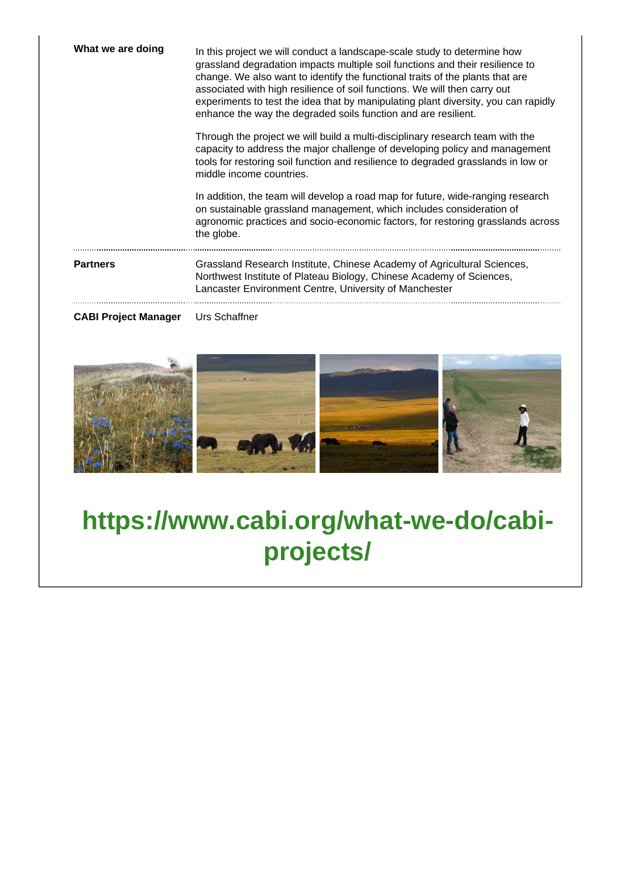**What we are doing**

In this project we will conduct a landscape-scale study to determine how grassland degradation impacts multiple soil functions and their resilience to change. We also want to identify the functional traits of the plants that are associated with high resilience of soil functions. We will then carry out experiments to test the idea that by manipulating plant diversity, you can rapidly enhance the way the degraded soils function and are resilient.

Through the project we will build a multi-disciplinary research team with the capacity to address the major challenge of developing policy and management tools for restoring soil function and resilience to degraded grasslands in low or middle income countries.

In addition, the team will develop a road map for future, wide-ranging research on sustainable grassland management, which includes consideration of agronomic practices and socio-economic factors, for restoring grasslands across the globe.

**Partners**

Grassland Research Institute, Chinese Academy of Agricultural Sciences, Northwest Institute of Plateau Biology, Chinese Academy of Sciences, Lancaster Environment Centre, University of Manchester

**CABI Project Manager**

Urs Schaffner

## https://www.cabi.org/what-we-do/cabi-projects/